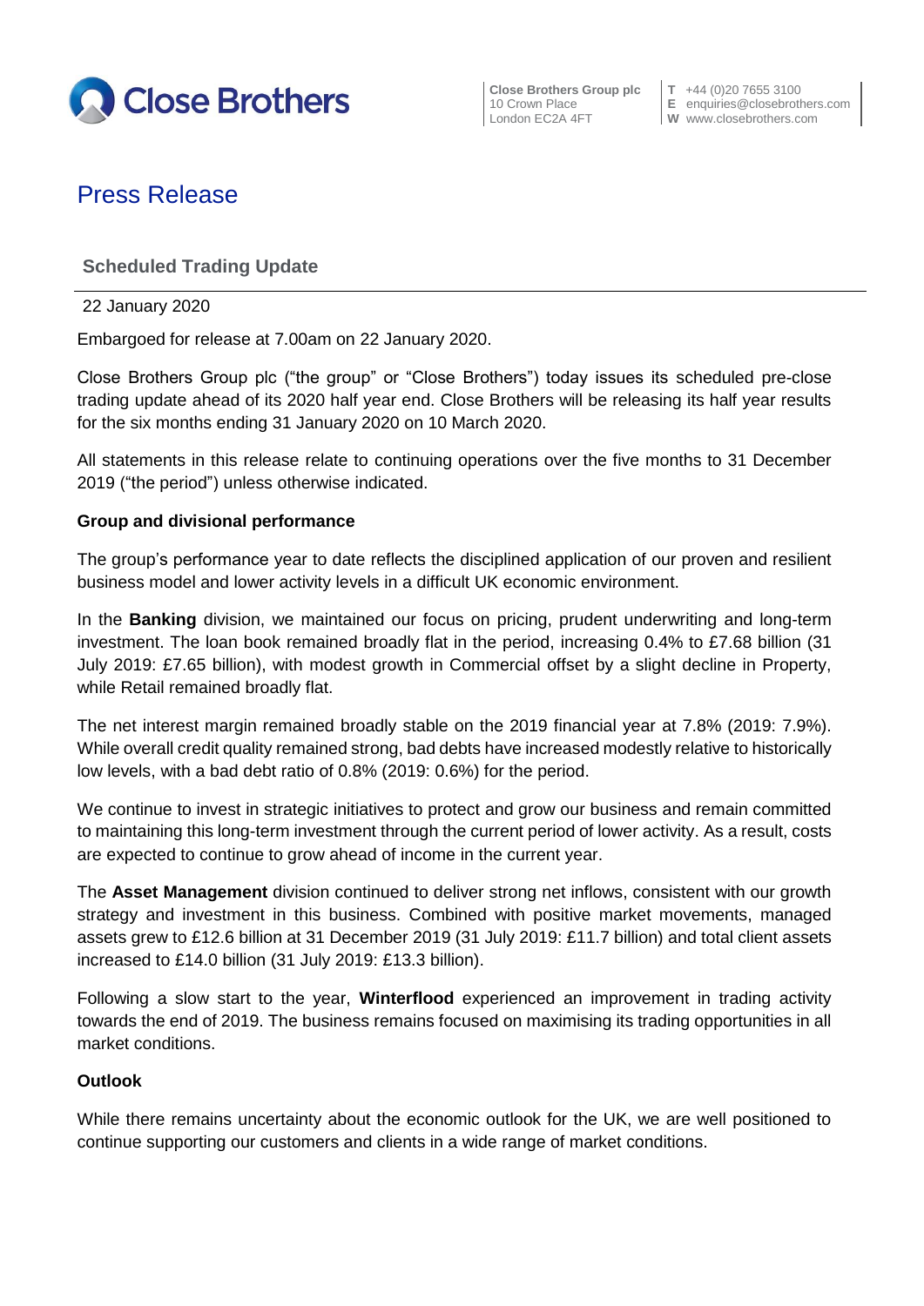Close Brothers

Close Brothers Group plc
10 Crown Place
London EC2A 4FT

T +44 (0)20 7655 3100
E enquiries@closebrothers.com
W www.closebrothers.com

# Press Release

## Scheduled Trading Update

22 January 2020

Embargoed for release at 7.00am on 22 January 2020.

Close Brothers Group plc ("the group" or "Close Brothers") today issues its scheduled pre-close trading update ahead of its 2020 half year end. Close Brothers will be releasing its half year results for the six months ending 31 January 2020 on 10 March 2020.

All statements in this release relate to continuing operations over the five months to 31 December 2019 ("the period") unless otherwise indicated.

**Group and divisional performance**

The group's performance year to date reflects the disciplined application of our proven and resilient business model and lower activity levels in a difficult UK economic environment.

In the **Banking** division, we maintained our focus on pricing, prudent underwriting and long-term investment. The loan book remained broadly flat in the period, increasing 0.4% to £7.68 billion (31 July 2019: £7.65 billion), with modest growth in Commercial offset by a slight decline in Property, while Retail remained broadly flat.

The net interest margin remained broadly stable on the 2019 financial year at 7.8% (2019: 7.9%). While overall credit quality remained strong, bad debts have increased modestly relative to historically low levels, with a bad debt ratio of 0.8% (2019: 0.6%) for the period.

We continue to invest in strategic initiatives to protect and grow our business and remain committed to maintaining this long-term investment through the current period of lower activity. As a result, costs are expected to continue to grow ahead of income in the current year.

The **Asset Management** division continued to deliver strong net inflows, consistent with our growth strategy and investment in this business. Combined with positive market movements, managed assets grew to £12.6 billion at 31 December 2019 (31 July 2019: £11.7 billion) and total client assets increased to £14.0 billion (31 July 2019: £13.3 billion).

Following a slow start to the year, **Winterflood** experienced an improvement in trading activity towards the end of 2019. The business remains focused on maximising its trading opportunities in all market conditions.

**Outlook**

While there remains uncertainty about the economic outlook for the UK, we are well positioned to continue supporting our customers and clients in a wide range of market conditions.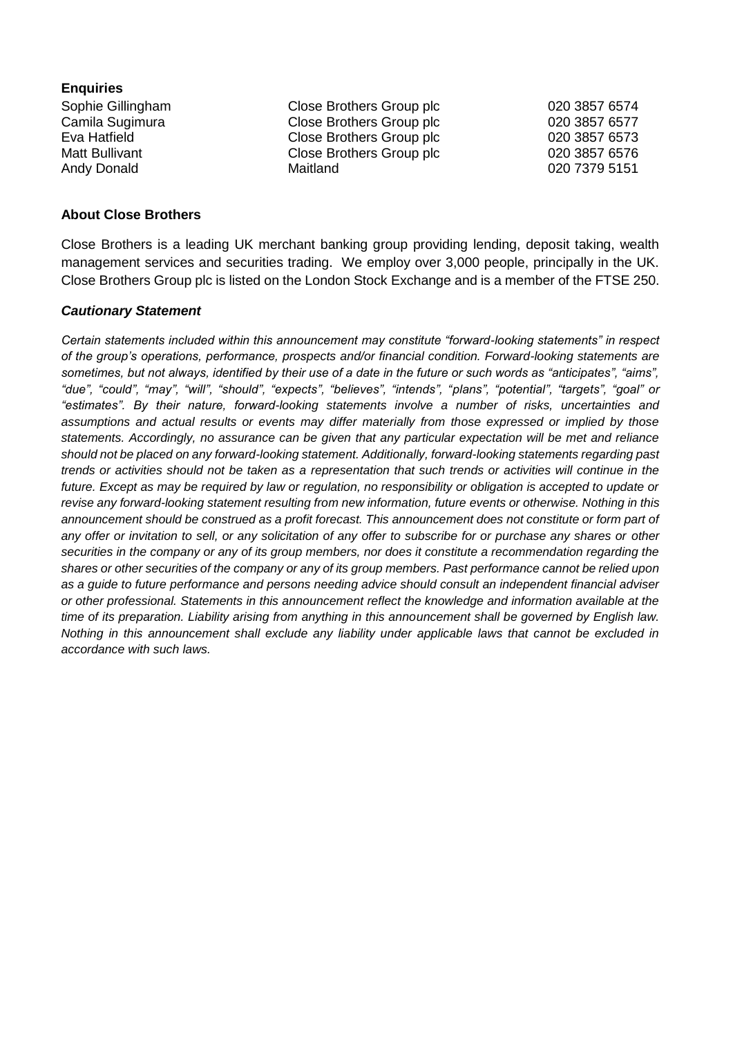**Enquiries**

| | | |
|---|---|---|
| Sophie Gillingham | Close Brothers Group plc | 020 3857 6574 |
| Camila Sugimura | Close Brothers Group plc | 020 3857 6577 |
| Eva Hatfield | Close Brothers Group plc | 020 3857 6573 |
| Matt Bullivant | Close Brothers Group plc | 020 3857 6576 |
| Andy Donald | Maitland | 020 7379 5151 |

**About Close Brothers**

Close Brothers is a leading UK merchant banking group providing lending, deposit taking, wealth management services and securities trading. We employ over 3,000 people, principally in the UK. Close Brothers Group plc is listed on the London Stock Exchange and is a member of the FTSE 250.

***Cautionary Statement***

*Certain statements included within this announcement may constitute "forward-looking statements" in respect of the group's operations, performance, prospects and/or financial condition. Forward-looking statements are sometimes, but not always, identified by their use of a date in the future or such words as "anticipates", "aims", "due", "could", "may", "will", "should", "expects", "believes", "intends", "plans", "potential", "targets", "goal" or "estimates". By their nature, forward-looking statements involve a number of risks, uncertainties and assumptions and actual results or events may differ materially from those expressed or implied by those statements. Accordingly, no assurance can be given that any particular expectation will be met and reliance should not be placed on any forward-looking statement. Additionally, forward-looking statements regarding past trends or activities should not be taken as a representation that such trends or activities will continue in the future. Except as may be required by law or regulation, no responsibility or obligation is accepted to update or revise any forward-looking statement resulting from new information, future events or otherwise. Nothing in this announcement should be construed as a profit forecast. This announcement does not constitute or form part of any offer or invitation to sell, or any solicitation of any offer to subscribe for or purchase any shares or other securities in the company or any of its group members, nor does it constitute a recommendation regarding the shares or other securities of the company or any of its group members. Past performance cannot be relied upon as a guide to future performance and persons needing advice should consult an independent financial adviser or other professional. Statements in this announcement reflect the knowledge and information available at the time of its preparation. Liability arising from anything in this announcement shall be governed by English law. Nothing in this announcement shall exclude any liability under applicable laws that cannot be excluded in accordance with such laws.*